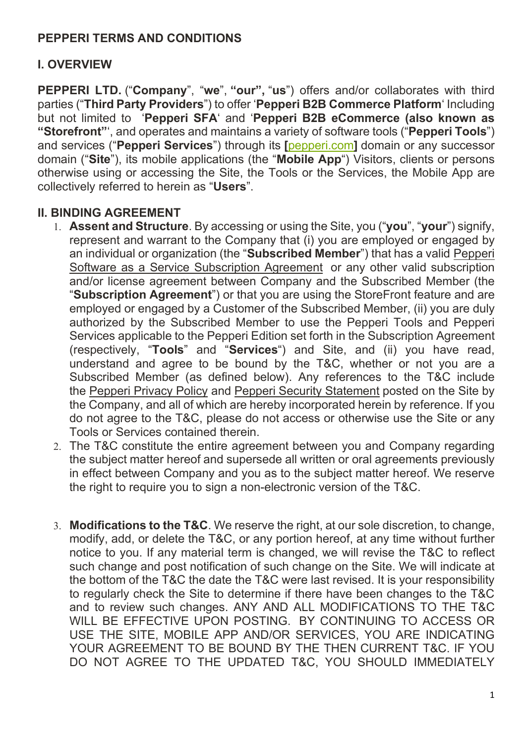# PEPPERI TERMS AND CONDITIONS

## I. OVERVIEW

**PEPPERI LTD.** ("**Company**", "**we**", **"our",** "**us**") offers and/or collaborates with third parties ("**Third Party Providers**") to offer '**Pepperi B2B Commerce Platform**' Including but not limited to '**Pepperi SFA**' and '**Pepperi B2B eCommerce (also known as "Storefront"**', and operates and maintains a variety of software tools ("**Pepperi Tools**") and services ("**Pepperi Services**") through its **[**pepperi.com**]** domain or any successor domain ("**Site**"), its mobile applications (the "**Mobile App**") Visitors, clients or persons otherwise using or accessing the Site, the Tools or the Services, the Mobile App are collectively referred to herein as "**Users**".

## II. BINDING AGREEMENT

1. **Assent and Structure**. By accessing or using the Site, you ("**you**", "**your**") signify, represent and warrant to the Company that (i) you are employed or engaged by an individual or organization (the "**Subscribed Member**") that has a valid Pepperi Software as a Service Subscription Agreement or any other valid subscription and/or license agreement between Company and the Subscribed Member (the "**Subscription Agreement**") or that you are using the StoreFront feature and are employed or engaged by a Customer of the Subscribed Member, (ii) you are duly authorized by the Subscribed Member to use the Pepperi Tools and Pepperi Services applicable to the Pepperi Edition set forth in the Subscription Agreement (respectively, "**Tools**" and "**Services**") and Site, and (ii) you have read, understand and agree to be bound by the T&C, whether or not you are a Subscribed Member (as defined below). Any references to the T&C include the Pepperi Privacy Policy and Pepperi Security Statement posted on the Site by the Company, and all of which are hereby incorporated herein by reference. If you do not agree to the T&C, please do not access or otherwise use the Site or any Tools or Services contained therein.
2. The T&C constitute the entire agreement between you and Company regarding the subject matter hereof and supersede all written or oral agreements previously in effect between Company and you as to the subject matter hereof. We reserve the right to require you to sign a non-electronic version of the T&C.
3. **Modifications to the T&C**. We reserve the right, at our sole discretion, to change, modify, add, or delete the T&C, or any portion hereof, at any time without further notice to you. If any material term is changed, we will revise the T&C to reflect such change and post notification of such change on the Site. We will indicate at the bottom of the T&C the date the T&C were last revised. It is your responsibility to regularly check the Site to determine if there have been changes to the T&C and to review such changes. ANY AND ALL MODIFICATIONS TO THE T&C WILL BE EFFECTIVE UPON POSTING. BY CONTINUING TO ACCESS OR USE THE SITE, MOBILE APP AND/OR SERVICES, YOU ARE INDICATING YOUR AGREEMENT TO BE BOUND BY THE THEN CURRENT T&C. IF YOU DO NOT AGREE TO THE UPDATED T&C, YOU SHOULD IMMEDIATELY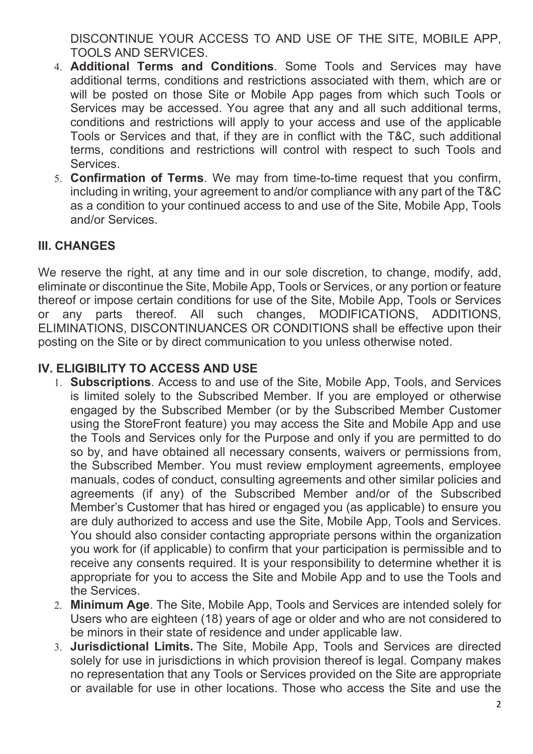DISCONTINUE YOUR ACCESS TO AND USE OF THE SITE, MOBILE APP, TOOLS AND SERVICES.

4. **Additional Terms and Conditions**. Some Tools and Services may have additional terms, conditions and restrictions associated with them, which are or will be posted on those Site or Mobile App pages from which such Tools or Services may be accessed. You agree that any and all such additional terms, conditions and restrictions will apply to your access and use of the applicable Tools or Services and that, if they are in conflict with the T&C, such additional terms, conditions and restrictions will control with respect to such Tools and Services.
5. **Confirmation of Terms**. We may from time-to-time request that you confirm, including in writing, your agreement to and/or compliance with any part of the T&C as a condition to your continued access to and use of the Site, Mobile App, Tools and/or Services.

## III. CHANGES

We reserve the right, at any time and in our sole discretion, to change, modify, add, eliminate or discontinue the Site, Mobile App, Tools or Services, or any portion or feature thereof or impose certain conditions for use of the Site, Mobile App, Tools or Services or any parts thereof. All such changes, MODIFICATIONS, ADDITIONS, ELIMINATIONS, DISCONTINUANCES OR CONDITIONS shall be effective upon their posting on the Site or by direct communication to you unless otherwise noted.

## IV. ELIGIBILITY TO ACCESS AND USE

1. **Subscriptions**. Access to and use of the Site, Mobile App, Tools, and Services is limited solely to the Subscribed Member. If you are employed or otherwise engaged by the Subscribed Member (or by the Subscribed Member Customer using the StoreFront feature) you may access the Site and Mobile App and use the Tools and Services only for the Purpose and only if you are permitted to do so by, and have obtained all necessary consents, waivers or permissions from, the Subscribed Member. You must review employment agreements, employee manuals, codes of conduct, consulting agreements and other similar policies and agreements (if any) of the Subscribed Member and/or of the Subscribed Member's Customer that has hired or engaged you (as applicable) to ensure you are duly authorized to access and use the Site, Mobile App, Tools and Services. You should also consider contacting appropriate persons within the organization you work for (if applicable) to confirm that your participation is permissible and to receive any consents required. It is your responsibility to determine whether it is appropriate for you to access the Site and Mobile App and to use the Tools and the Services.
2. **Minimum Age**. The Site, Mobile App, Tools and Services are intended solely for Users who are eighteen (18) years of age or older and who are not considered to be minors in their state of residence and under applicable law.
3. **Jurisdictional Limits.** The Site, Mobile App, Tools and Services are directed solely for use in jurisdictions in which provision thereof is legal. Company makes no representation that any Tools or Services provided on the Site are appropriate or available for use in other locations. Those who access the Site and use the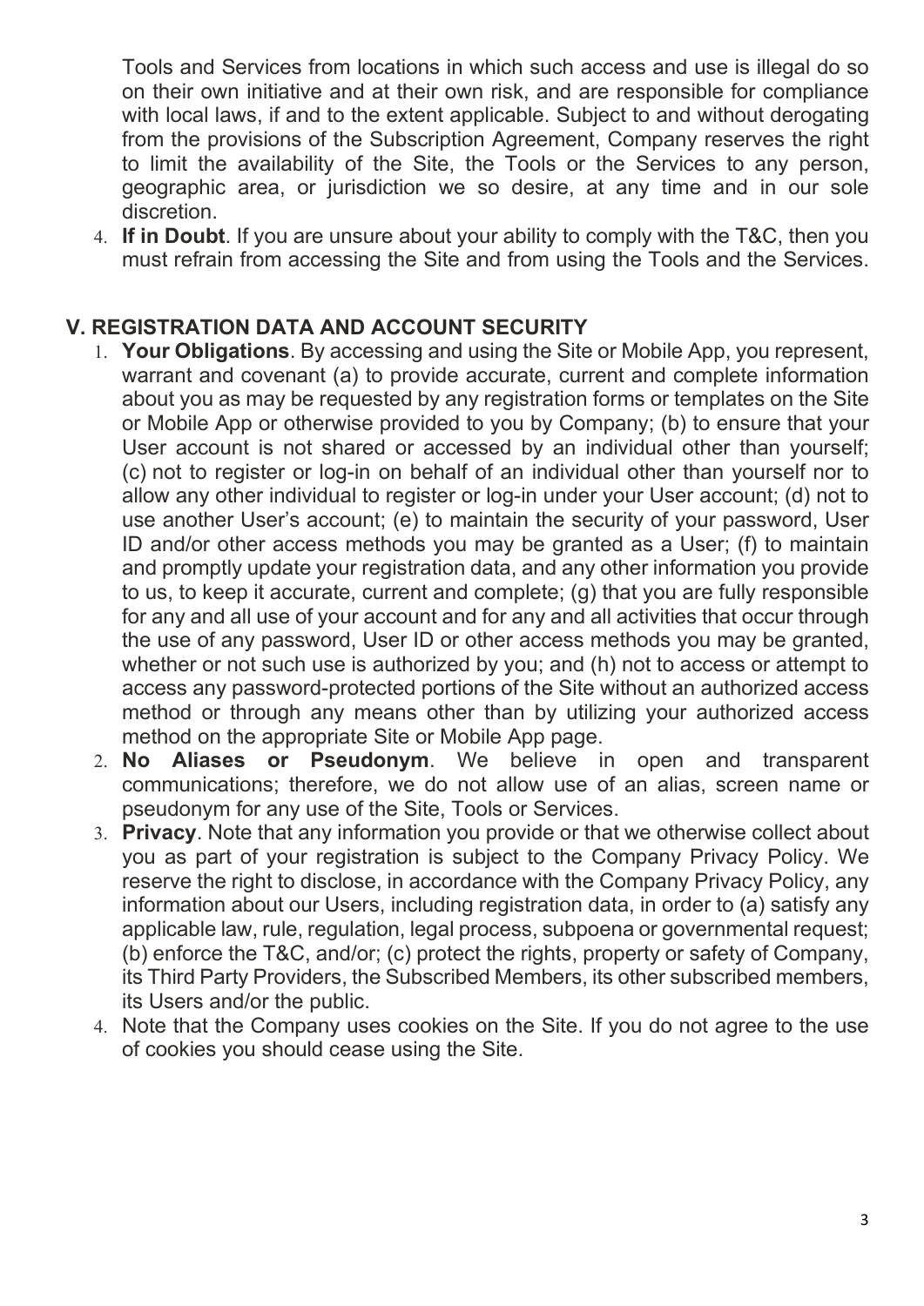Tools and Services from locations in which such access and use is illegal do so on their own initiative and at their own risk, and are responsible for compliance with local laws, if and to the extent applicable. Subject to and without derogating from the provisions of the Subscription Agreement, Company reserves the right to limit the availability of the Site, the Tools or the Services to any person, geographic area, or jurisdiction we so desire, at any time and in our sole discretion.

4. **If in Doubt**. If you are unsure about your ability to comply with the T&C, then you must refrain from accessing the Site and from using the Tools and the Services.

## V. REGISTRATION DATA AND ACCOUNT SECURITY

1. **Your Obligations**. By accessing and using the Site or Mobile App, you represent, warrant and covenant (a) to provide accurate, current and complete information about you as may be requested by any registration forms or templates on the Site or Mobile App or otherwise provided to you by Company; (b) to ensure that your User account is not shared or accessed by an individual other than yourself; (c) not to register or log-in on behalf of an individual other than yourself nor to allow any other individual to register or log-in under your User account; (d) not to use another User's account; (e) to maintain the security of your password, User ID and/or other access methods you may be granted as a User; (f) to maintain and promptly update your registration data, and any other information you provide to us, to keep it accurate, current and complete; (g) that you are fully responsible for any and all use of your account and for any and all activities that occur through the use of any password, User ID or other access methods you may be granted, whether or not such use is authorized by you; and (h) not to access or attempt to access any password-protected portions of the Site without an authorized access method or through any means other than by utilizing your authorized access method on the appropriate Site or Mobile App page.
2. **No Aliases or Pseudonym**. We believe in open and transparent communications; therefore, we do not allow use of an alias, screen name or pseudonym for any use of the Site, Tools or Services.
3. **Privacy**. Note that any information you provide or that we otherwise collect about you as part of your registration is subject to the Company Privacy Policy. We reserve the right to disclose, in accordance with the Company Privacy Policy, any information about our Users, including registration data, in order to (a) satisfy any applicable law, rule, regulation, legal process, subpoena or governmental request; (b) enforce the T&C, and/or; (c) protect the rights, property or safety of Company, its Third Party Providers, the Subscribed Members, its other subscribed members, its Users and/or the public.
4. Note that the Company uses cookies on the Site. If you do not agree to the use of cookies you should cease using the Site.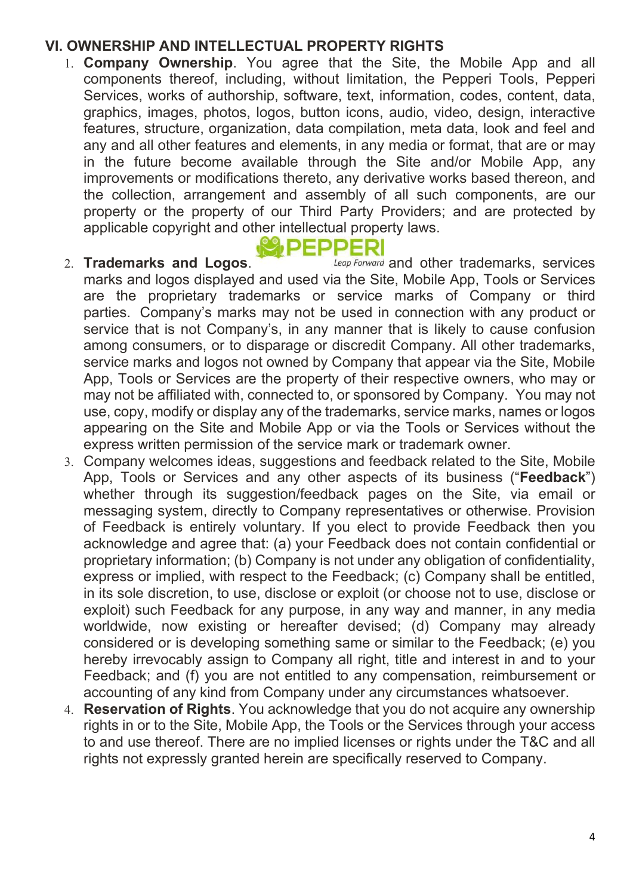## VI. OWNERSHIP AND INTELLECTUAL PROPERTY RIGHTS

1. **Company Ownership**. You agree that the Site, the Mobile App and all components thereof, including, without limitation, the Pepperi Tools, Pepperi Services, works of authorship, software, text, information, codes, content, data, graphics, images, photos, logos, button icons, audio, video, design, interactive features, structure, organization, data compilation, meta data, look and feel and any and all other features and elements, in any media or format, that are or may in the future become available through the Site and/or Mobile App, any improvements or modifications thereto, any derivative works based thereon, and the collection, arrangement and assembly of all such components, are our property or the property of our Third Party Providers; and are protected by applicable copyright and other intellectual property laws.
2. **Trademarks and Logos**. PEPPERI Leap Forward and other trademarks, services marks and logos displayed and used via the Site, Mobile App, Tools or Services are the proprietary trademarks or service marks of Company or third parties. Company's marks may not be used in connection with any product or service that is not Company's, in any manner that is likely to cause confusion among consumers, or to disparage or discredit Company. All other trademarks, service marks and logos not owned by Company that appear via the Site, Mobile App, Tools or Services are the property of their respective owners, who may or may not be affiliated with, connected to, or sponsored by Company. You may not use, copy, modify or display any of the trademarks, service marks, names or logos appearing on the Site and Mobile App or via the Tools or Services without the express written permission of the service mark or trademark owner.
3. Company welcomes ideas, suggestions and feedback related to the Site, Mobile App, Tools or Services and any other aspects of its business ("**Feedback**") whether through its suggestion/feedback pages on the Site, via email or messaging system, directly to Company representatives or otherwise. Provision of Feedback is entirely voluntary. If you elect to provide Feedback then you acknowledge and agree that: (a) your Feedback does not contain confidential or proprietary information; (b) Company is not under any obligation of confidentiality, express or implied, with respect to the Feedback; (c) Company shall be entitled, in its sole discretion, to use, disclose or exploit (or choose not to use, disclose or exploit) such Feedback for any purpose, in any way and manner, in any media worldwide, now existing or hereafter devised; (d) Company may already considered or is developing something same or similar to the Feedback; (e) you hereby irrevocably assign to Company all right, title and interest in and to your Feedback; and (f) you are not entitled to any compensation, reimbursement or accounting of any kind from Company under any circumstances whatsoever.
4. **Reservation of Rights**. You acknowledge that you do not acquire any ownership rights in or to the Site, Mobile App, the Tools or the Services through your access to and use thereof. There are no implied licenses or rights under the T&C and all rights not expressly granted herein are specifically reserved to Company.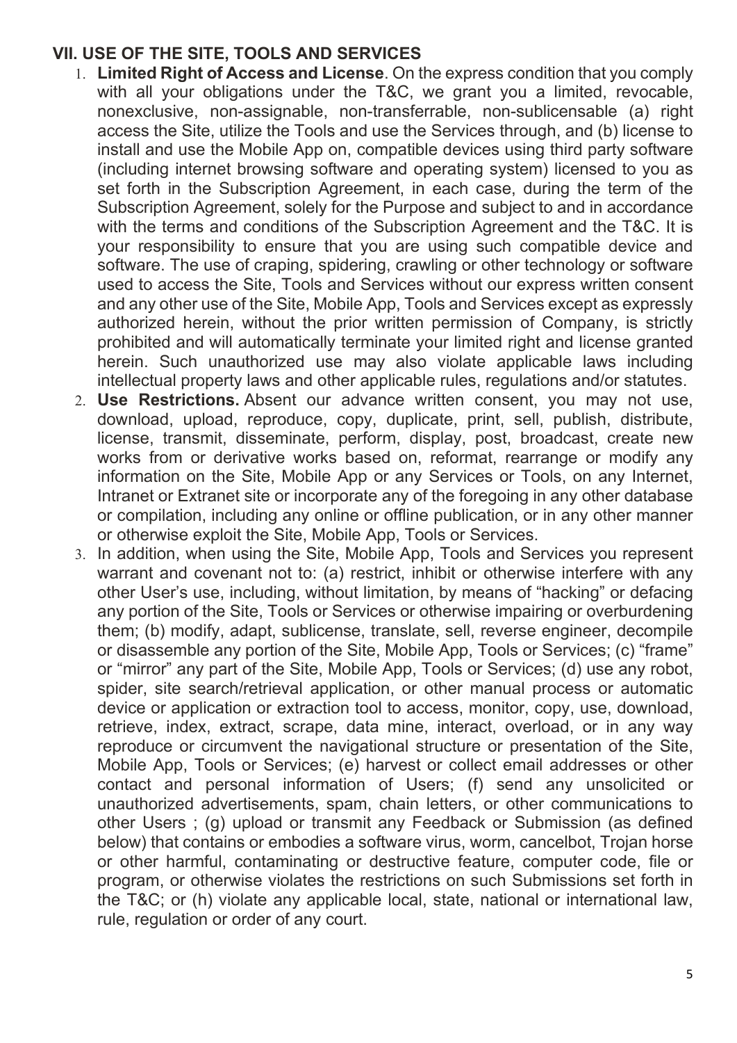## VII. USE OF THE SITE, TOOLS AND SERVICES

1. **Limited Right of Access and License**. On the express condition that you comply with all your obligations under the T&C, we grant you a limited, revocable, nonexclusive, non-assignable, non-transferrable, non-sublicensable (a) right access the Site, utilize the Tools and use the Services through, and (b) license to install and use the Mobile App on, compatible devices using third party software (including internet browsing software and operating system) licensed to you as set forth in the Subscription Agreement, in each case, during the term of the Subscription Agreement, solely for the Purpose and subject to and in accordance with the terms and conditions of the Subscription Agreement and the T&C. It is your responsibility to ensure that you are using such compatible device and software. The use of craping, spidering, crawling or other technology or software used to access the Site, Tools and Services without our express written consent and any other use of the Site, Mobile App, Tools and Services except as expressly authorized herein, without the prior written permission of Company, is strictly prohibited and will automatically terminate your limited right and license granted herein. Such unauthorized use may also violate applicable laws including intellectual property laws and other applicable rules, regulations and/or statutes.
2. **Use Restrictions.** Absent our advance written consent, you may not use, download, upload, reproduce, copy, duplicate, print, sell, publish, distribute, license, transmit, disseminate, perform, display, post, broadcast, create new works from or derivative works based on, reformat, rearrange or modify any information on the Site, Mobile App or any Services or Tools, on any Internet, Intranet or Extranet site or incorporate any of the foregoing in any other database or compilation, including any online or offline publication, or in any other manner or otherwise exploit the Site, Mobile App, Tools or Services.
3. In addition, when using the Site, Mobile App, Tools and Services you represent warrant and covenant not to: (a) restrict, inhibit or otherwise interfere with any other User's use, including, without limitation, by means of "hacking" or defacing any portion of the Site, Tools or Services or otherwise impairing or overburdening them; (b) modify, adapt, sublicense, translate, sell, reverse engineer, decompile or disassemble any portion of the Site, Mobile App, Tools or Services; (c) "frame" or "mirror" any part of the Site, Mobile App, Tools or Services; (d) use any robot, spider, site search/retrieval application, or other manual process or automatic device or application or extraction tool to access, monitor, copy, use, download, retrieve, index, extract, scrape, data mine, interact, overload, or in any way reproduce or circumvent the navigational structure or presentation of the Site, Mobile App, Tools or Services; (e) harvest or collect email addresses or other contact and personal information of Users; (f) send any unsolicited or unauthorized advertisements, spam, chain letters, or other communications to other Users ; (g) upload or transmit any Feedback or Submission (as defined below) that contains or embodies a software virus, worm, cancelbot, Trojan horse or other harmful, contaminating or destructive feature, computer code, file or program, or otherwise violates the restrictions on such Submissions set forth in the T&C; or (h) violate any applicable local, state, national or international law, rule, regulation or order of any court.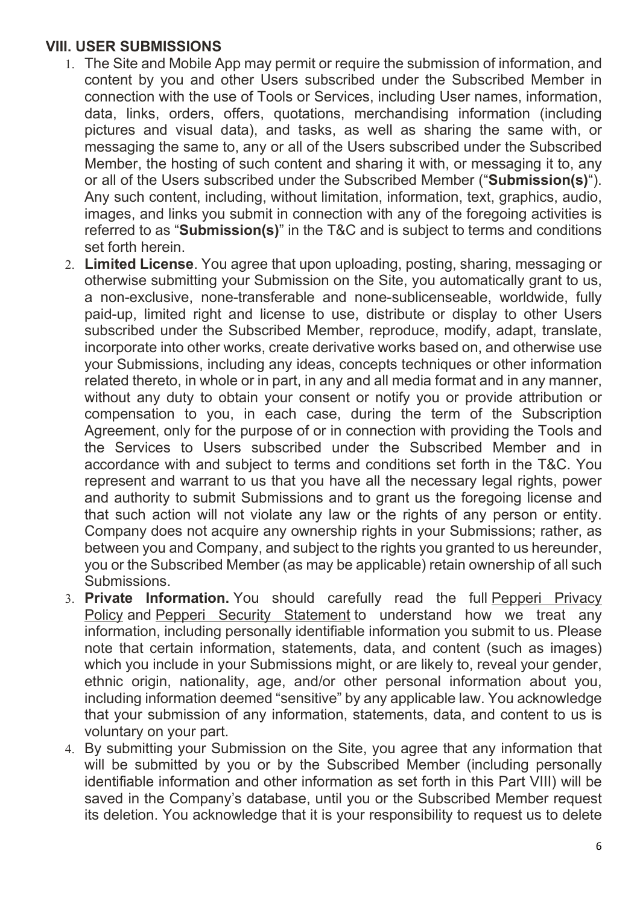## VIII. USER SUBMISSIONS

1. The Site and Mobile App may permit or require the submission of information, and content by you and other Users subscribed under the Subscribed Member in connection with the use of Tools or Services, including User names, information, data, links, orders, offers, quotations, merchandising information (including pictures and visual data), and tasks, as well as sharing the same with, or messaging the same to, any or all of the Users subscribed under the Subscribed Member, the hosting of such content and sharing it with, or messaging it to, any or all of the Users subscribed under the Subscribed Member ("**Submission(s)**"). Any such content, including, without limitation, information, text, graphics, audio, images, and links you submit in connection with any of the foregoing activities is referred to as "**Submission(s)**" in the T&C and is subject to terms and conditions set forth herein.
2. **Limited License**. You agree that upon uploading, posting, sharing, messaging or otherwise submitting your Submission on the Site, you automatically grant to us, a non-exclusive, none-transferable and none-sublicenseable, worldwide, fully paid-up, limited right and license to use, distribute or display to other Users subscribed under the Subscribed Member, reproduce, modify, adapt, translate, incorporate into other works, create derivative works based on, and otherwise use your Submissions, including any ideas, concepts techniques or other information related thereto, in whole or in part, in any and all media format and in any manner, without any duty to obtain your consent or notify you or provide attribution or compensation to you, in each case, during the term of the Subscription Agreement, only for the purpose of or in connection with providing the Tools and the Services to Users subscribed under the Subscribed Member and in accordance with and subject to terms and conditions set forth in the T&C. You represent and warrant to us that you have all the necessary legal rights, power and authority to submit Submissions and to grant us the foregoing license and that such action will not violate any law or the rights of any person or entity. Company does not acquire any ownership rights in your Submissions; rather, as between you and Company, and subject to the rights you granted to us hereunder, you or the Subscribed Member (as may be applicable) retain ownership of all such Submissions.
3. **Private Information.** You should carefully read the full Pepperi Privacy Policy and Pepperi Security Statement to understand how we treat any information, including personally identifiable information you submit to us. Please note that certain information, statements, data, and content (such as images) which you include in your Submissions might, or are likely to, reveal your gender, ethnic origin, nationality, age, and/or other personal information about you, including information deemed "sensitive" by any applicable law. You acknowledge that your submission of any information, statements, data, and content to us is voluntary on your part.
4. By submitting your Submission on the Site, you agree that any information that will be submitted by you or by the Subscribed Member (including personally identifiable information and other information as set forth in this Part VIII) will be saved in the Company's database, until you or the Subscribed Member request its deletion. You acknowledge that it is your responsibility to request us to delete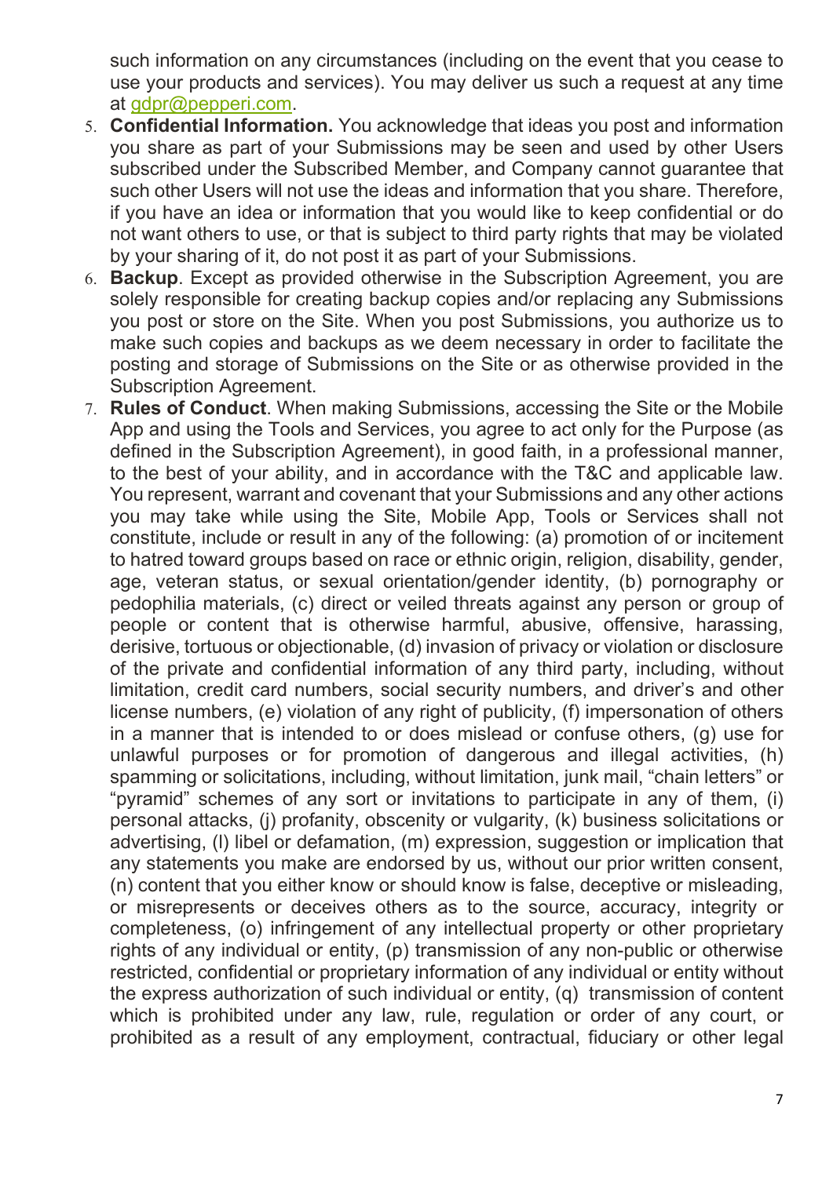such information on any circumstances (including on the event that you cease to use your products and services). You may deliver us such a request at any time at [gdpr@pepperi.com](mailto:gdpr@pepperi.com).

5. **Confidential Information.** You acknowledge that ideas you post and information you share as part of your Submissions may be seen and used by other Users subscribed under the Subscribed Member, and Company cannot guarantee that such other Users will not use the ideas and information that you share. Therefore, if you have an idea or information that you would like to keep confidential or do not want others to use, or that is subject to third party rights that may be violated by your sharing of it, do not post it as part of your Submissions.
6. **Backup**. Except as provided otherwise in the Subscription Agreement, you are solely responsible for creating backup copies and/or replacing any Submissions you post or store on the Site. When you post Submissions, you authorize us to make such copies and backups as we deem necessary in order to facilitate the posting and storage of Submissions on the Site or as otherwise provided in the Subscription Agreement.
7. **Rules of Conduct**. When making Submissions, accessing the Site or the Mobile App and using the Tools and Services, you agree to act only for the Purpose (as defined in the Subscription Agreement), in good faith, in a professional manner, to the best of your ability, and in accordance with the T&C and applicable law. You represent, warrant and covenant that your Submissions and any other actions you may take while using the Site, Mobile App, Tools or Services shall not constitute, include or result in any of the following: (a) promotion of or incitement to hatred toward groups based on race or ethnic origin, religion, disability, gender, age, veteran status, or sexual orientation/gender identity, (b) pornography or pedophilia materials, (c) direct or veiled threats against any person or group of people or content that is otherwise harmful, abusive, offensive, harassing, derisive, tortuous or objectionable, (d) invasion of privacy or violation or disclosure of the private and confidential information of any third party, including, without limitation, credit card numbers, social security numbers, and driver's and other license numbers, (e) violation of any right of publicity, (f) impersonation of others in a manner that is intended to or does mislead or confuse others, (g) use for unlawful purposes or for promotion of dangerous and illegal activities, (h) spamming or solicitations, including, without limitation, junk mail, "chain letters" or "pyramid" schemes of any sort or invitations to participate in any of them, (i) personal attacks, (j) profanity, obscenity or vulgarity, (k) business solicitations or advertising, (l) libel or defamation, (m) expression, suggestion or implication that any statements you make are endorsed by us, without our prior written consent, (n) content that you either know or should know is false, deceptive or misleading, or misrepresents or deceives others as to the source, accuracy, integrity or completeness, (o) infringement of any intellectual property or other proprietary rights of any individual or entity, (p) transmission of any non-public or otherwise restricted, confidential or proprietary information of any individual or entity without the express authorization of such individual or entity, (q) transmission of content which is prohibited under any law, rule, regulation or order of any court, or prohibited as a result of any employment, contractual, fiduciary or other legal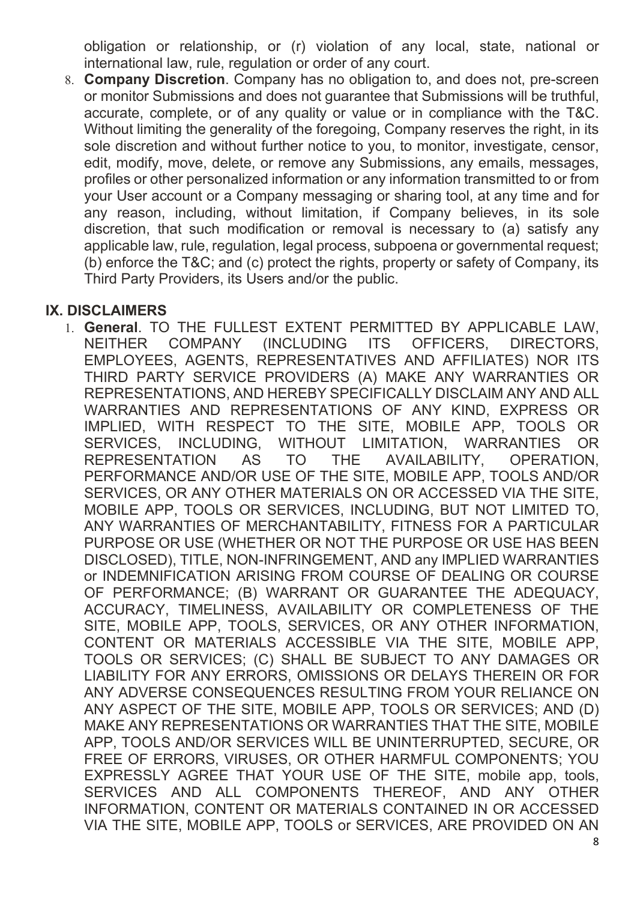obligation or relationship, or (r) violation of any local, state, national or international law, rule, regulation or order of any court.

8. **Company Discretion**. Company has no obligation to, and does not, pre-screen or monitor Submissions and does not guarantee that Submissions will be truthful, accurate, complete, or of any quality or value or in compliance with the T&C. Without limiting the generality of the foregoing, Company reserves the right, in its sole discretion and without further notice to you, to monitor, investigate, censor, edit, modify, move, delete, or remove any Submissions, any emails, messages, profiles or other personalized information or any information transmitted to or from your User account or a Company messaging or sharing tool, at any time and for any reason, including, without limitation, if Company believes, in its sole discretion, that such modification or removal is necessary to (a) satisfy any applicable law, rule, regulation, legal process, subpoena or governmental request; (b) enforce the T&C; and (c) protect the rights, property or safety of Company, its Third Party Providers, its Users and/or the public.

## IX. DISCLAIMERS

1. **General**. TO THE FULLEST EXTENT PERMITTED BY APPLICABLE LAW, NEITHER COMPANY (INCLUDING ITS OFFICERS, DIRECTORS, EMPLOYEES, AGENTS, REPRESENTATIVES AND AFFILIATES) NOR ITS THIRD PARTY SERVICE PROVIDERS (A) MAKE ANY WARRANTIES OR REPRESENTATIONS, AND HEREBY SPECIFICALLY DISCLAIM ANY AND ALL WARRANTIES AND REPRESENTATIONS OF ANY KIND, EXPRESS OR IMPLIED, WITH RESPECT TO THE SITE, MOBILE APP, TOOLS OR SERVICES, INCLUDING, WITHOUT LIMITATION, WARRANTIES OR REPRESENTATION AS TO THE AVAILABILITY, OPERATION, PERFORMANCE AND/OR USE OF THE SITE, MOBILE APP, TOOLS AND/OR SERVICES, OR ANY OTHER MATERIALS ON OR ACCESSED VIA THE SITE, MOBILE APP, TOOLS OR SERVICES, INCLUDING, BUT NOT LIMITED TO, ANY WARRANTIES OF MERCHANTABILITY, FITNESS FOR A PARTICULAR PURPOSE OR USE (WHETHER OR NOT THE PURPOSE OR USE HAS BEEN DISCLOSED), TITLE, NON-INFRINGEMENT, AND any IMPLIED WARRANTIES or INDEMNIFICATION ARISING FROM COURSE OF DEALING OR COURSE OF PERFORMANCE; (B) WARRANT OR GUARANTEE THE ADEQUACY, ACCURACY, TIMELINESS, AVAILABILITY OR COMPLETENESS OF THE SITE, MOBILE APP, TOOLS, SERVICES, OR ANY OTHER INFORMATION, CONTENT OR MATERIALS ACCESSIBLE VIA THE SITE, MOBILE APP, TOOLS OR SERVICES; (C) SHALL BE SUBJECT TO ANY DAMAGES OR LIABILITY FOR ANY ERRORS, OMISSIONS OR DELAYS THEREIN OR FOR ANY ADVERSE CONSEQUENCES RESULTING FROM YOUR RELIANCE ON ANY ASPECT OF THE SITE, MOBILE APP, TOOLS OR SERVICES; AND (D) MAKE ANY REPRESENTATIONS OR WARRANTIES THAT THE SITE, MOBILE APP, TOOLS AND/OR SERVICES WILL BE UNINTERRUPTED, SECURE, OR FREE OF ERRORS, VIRUSES, OR OTHER HARMFUL COMPONENTS; YOU EXPRESSLY AGREE THAT YOUR USE OF THE SITE, mobile app, tools, SERVICES AND ALL COMPONENTS THEREOF, AND ANY OTHER INFORMATION, CONTENT OR MATERIALS CONTAINED IN OR ACCESSED VIA THE SITE, MOBILE APP, TOOLS or SERVICES, ARE PROVIDED ON AN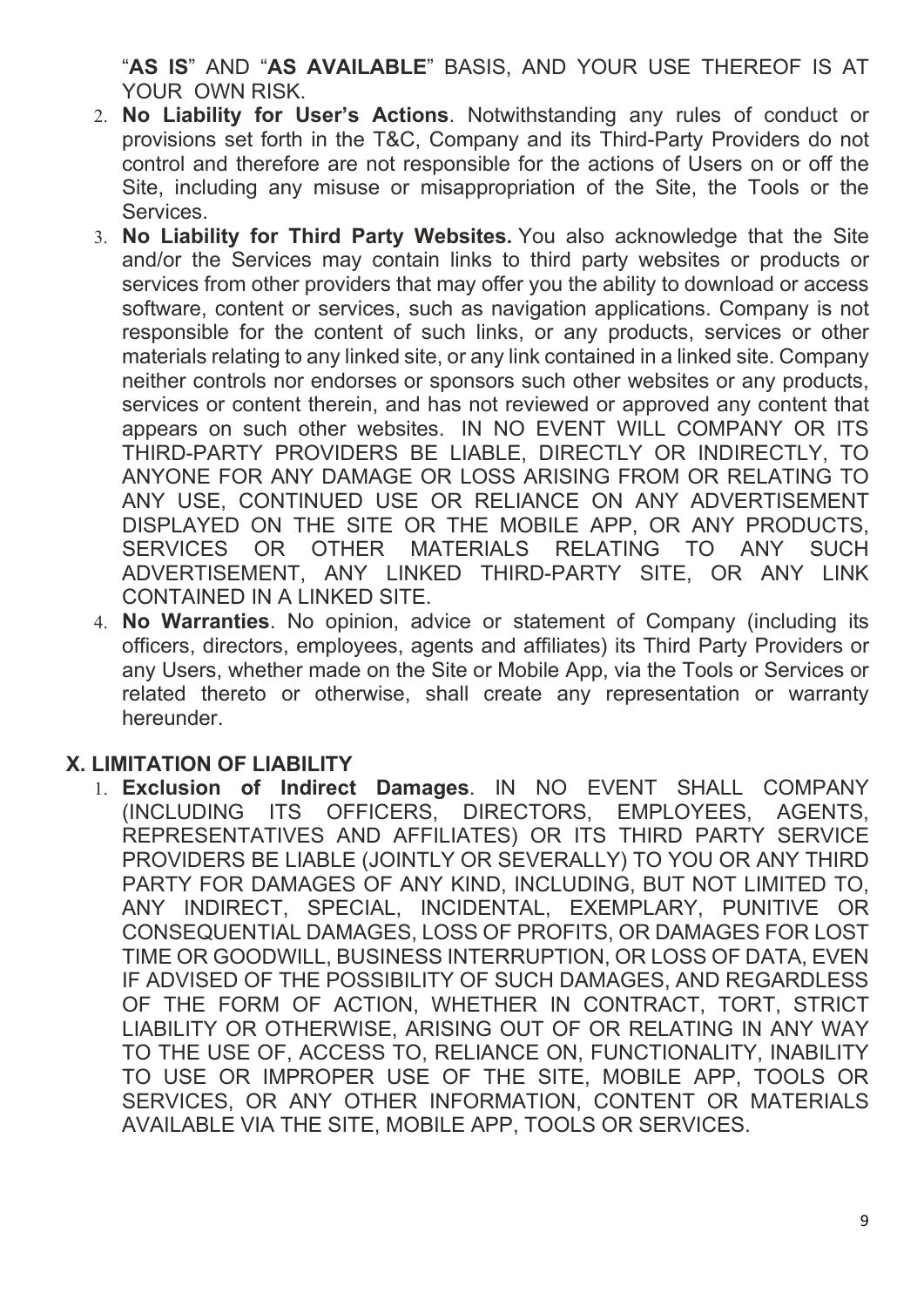"**AS IS**" AND "**AS AVAILABLE**" BASIS, AND YOUR USE THEREOF IS AT YOUR OWN RISK.

2. **No Liability for User's Actions**. Notwithstanding any rules of conduct or provisions set forth in the T&C, Company and its Third-Party Providers do not control and therefore are not responsible for the actions of Users on or off the Site, including any misuse or misappropriation of the Site, the Tools or the Services.
3. **No Liability for Third Party Websites.** You also acknowledge that the Site and/or the Services may contain links to third party websites or products or services from other providers that may offer you the ability to download or access software, content or services, such as navigation applications. Company is not responsible for the content of such links, or any products, services or other materials relating to any linked site, or any link contained in a linked site. Company neither controls nor endorses or sponsors such other websites or any products, services or content therein, and has not reviewed or approved any content that appears on such other websites. IN NO EVENT WILL COMPANY OR ITS THIRD-PARTY PROVIDERS BE LIABLE, DIRECTLY OR INDIRECTLY, TO ANYONE FOR ANY DAMAGE OR LOSS ARISING FROM OR RELATING TO ANY USE, CONTINUED USE OR RELIANCE ON ANY ADVERTISEMENT DISPLAYED ON THE SITE OR THE MOBILE APP, OR ANY PRODUCTS, SERVICES OR OTHER MATERIALS RELATING TO ANY SUCH ADVERTISEMENT, ANY LINKED THIRD-PARTY SITE, OR ANY LINK CONTAINED IN A LINKED SITE.
4. **No Warranties**. No opinion, advice or statement of Company (including its officers, directors, employees, agents and affiliates) its Third Party Providers or any Users, whether made on the Site or Mobile App, via the Tools or Services or related thereto or otherwise, shall create any representation or warranty hereunder.

## X. LIMITATION OF LIABILITY

1. **Exclusion of Indirect Damages**. IN NO EVENT SHALL COMPANY (INCLUDING ITS OFFICERS, DIRECTORS, EMPLOYEES, AGENTS, REPRESENTATIVES AND AFFILIATES) OR ITS THIRD PARTY SERVICE PROVIDERS BE LIABLE (JOINTLY OR SEVERALLY) TO YOU OR ANY THIRD PARTY FOR DAMAGES OF ANY KIND, INCLUDING, BUT NOT LIMITED TO, ANY INDIRECT, SPECIAL, INCIDENTAL, EXEMPLARY, PUNITIVE OR CONSEQUENTIAL DAMAGES, LOSS OF PROFITS, OR DAMAGES FOR LOST TIME OR GOODWILL, BUSINESS INTERRUPTION, OR LOSS OF DATA, EVEN IF ADVISED OF THE POSSIBILITY OF SUCH DAMAGES, AND REGARDLESS OF THE FORM OF ACTION, WHETHER IN CONTRACT, TORT, STRICT LIABILITY OR OTHERWISE, ARISING OUT OF OR RELATING IN ANY WAY TO THE USE OF, ACCESS TO, RELIANCE ON, FUNCTIONALITY, INABILITY TO USE OR IMPROPER USE OF THE SITE, MOBILE APP, TOOLS OR SERVICES, OR ANY OTHER INFORMATION, CONTENT OR MATERIALS AVAILABLE VIA THE SITE, MOBILE APP, TOOLS OR SERVICES.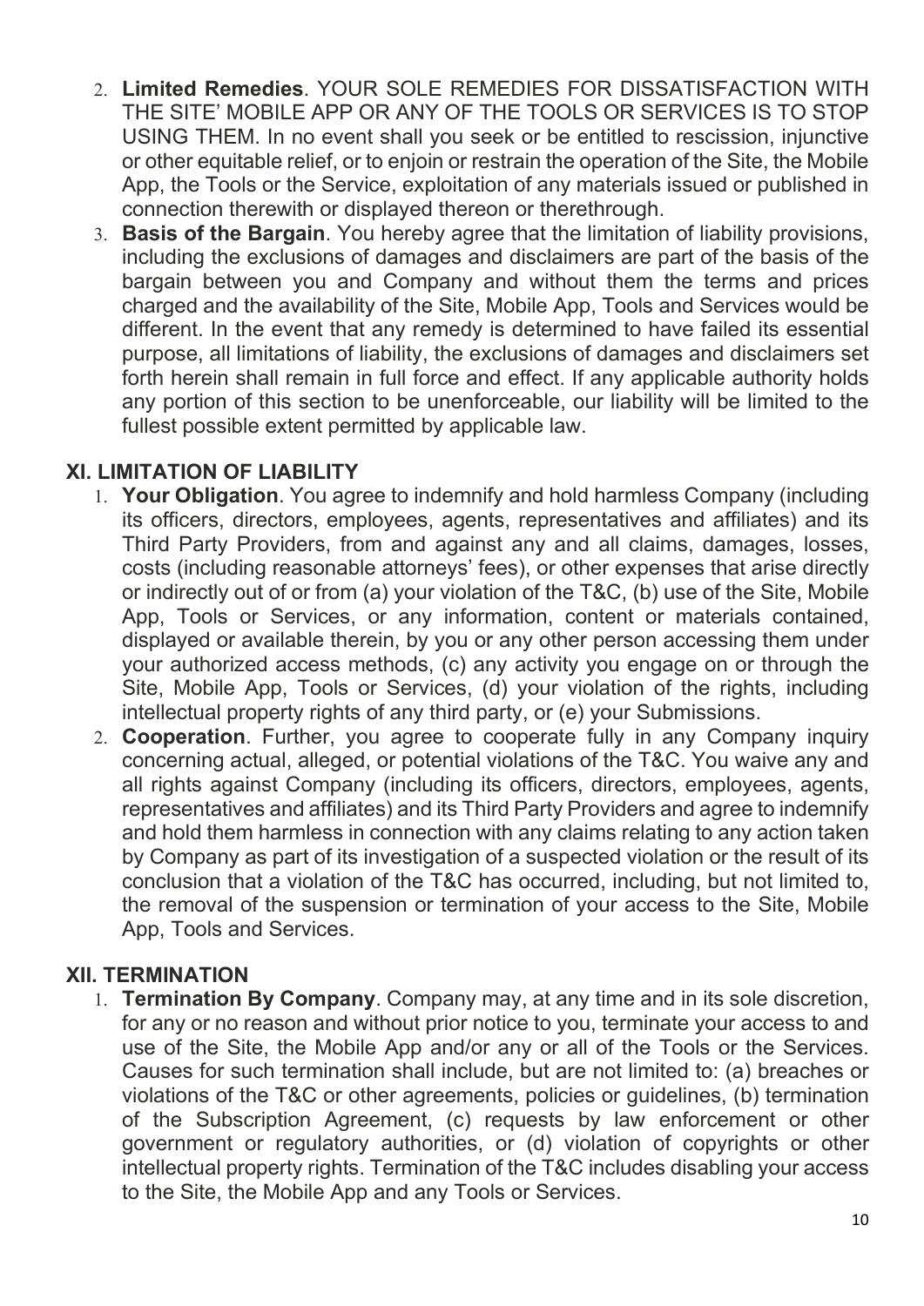2. **Limited Remedies**. YOUR SOLE REMEDIES FOR DISSATISFACTION WITH THE SITE' MOBILE APP OR ANY OF THE TOOLS OR SERVICES IS TO STOP USING THEM. In no event shall you seek or be entitled to rescission, injunctive or other equitable relief, or to enjoin or restrain the operation of the Site, the Mobile App, the Tools or the Service, exploitation of any materials issued or published in connection therewith or displayed thereon or therethrough.
3. **Basis of the Bargain**. You hereby agree that the limitation of liability provisions, including the exclusions of damages and disclaimers are part of the basis of the bargain between you and Company and without them the terms and prices charged and the availability of the Site, Mobile App, Tools and Services would be different. In the event that any remedy is determined to have failed its essential purpose, all limitations of liability, the exclusions of damages and disclaimers set forth herein shall remain in full force and effect. If any applicable authority holds any portion of this section to be unenforceable, our liability will be limited to the fullest possible extent permitted by applicable law.

## XI. LIMITATION OF LIABILITY

1. **Your Obligation**. You agree to indemnify and hold harmless Company (including its officers, directors, employees, agents, representatives and affiliates) and its Third Party Providers, from and against any and all claims, damages, losses, costs (including reasonable attorneys' fees), or other expenses that arise directly or indirectly out of or from (a) your violation of the T&C, (b) use of the Site, Mobile App, Tools or Services, or any information, content or materials contained, displayed or available therein, by you or any other person accessing them under your authorized access methods, (c) any activity you engage on or through the Site, Mobile App, Tools or Services, (d) your violation of the rights, including intellectual property rights of any third party, or (e) your Submissions.
2. **Cooperation**. Further, you agree to cooperate fully in any Company inquiry concerning actual, alleged, or potential violations of the T&C. You waive any and all rights against Company (including its officers, directors, employees, agents, representatives and affiliates) and its Third Party Providers and agree to indemnify and hold them harmless in connection with any claims relating to any action taken by Company as part of its investigation of a suspected violation or the result of its conclusion that a violation of the T&C has occurred, including, but not limited to, the removal of the suspension or termination of your access to the Site, Mobile App, Tools and Services.

## XII. TERMINATION

1. **Termination By Company**. Company may, at any time and in its sole discretion, for any or no reason and without prior notice to you, terminate your access to and use of the Site, the Mobile App and/or any or all of the Tools or the Services. Causes for such termination shall include, but are not limited to: (a) breaches or violations of the T&C or other agreements, policies or guidelines, (b) termination of the Subscription Agreement, (c) requests by law enforcement or other government or regulatory authorities, or (d) violation of copyrights or other intellectual property rights. Termination of the T&C includes disabling your access to the Site, the Mobile App and any Tools or Services.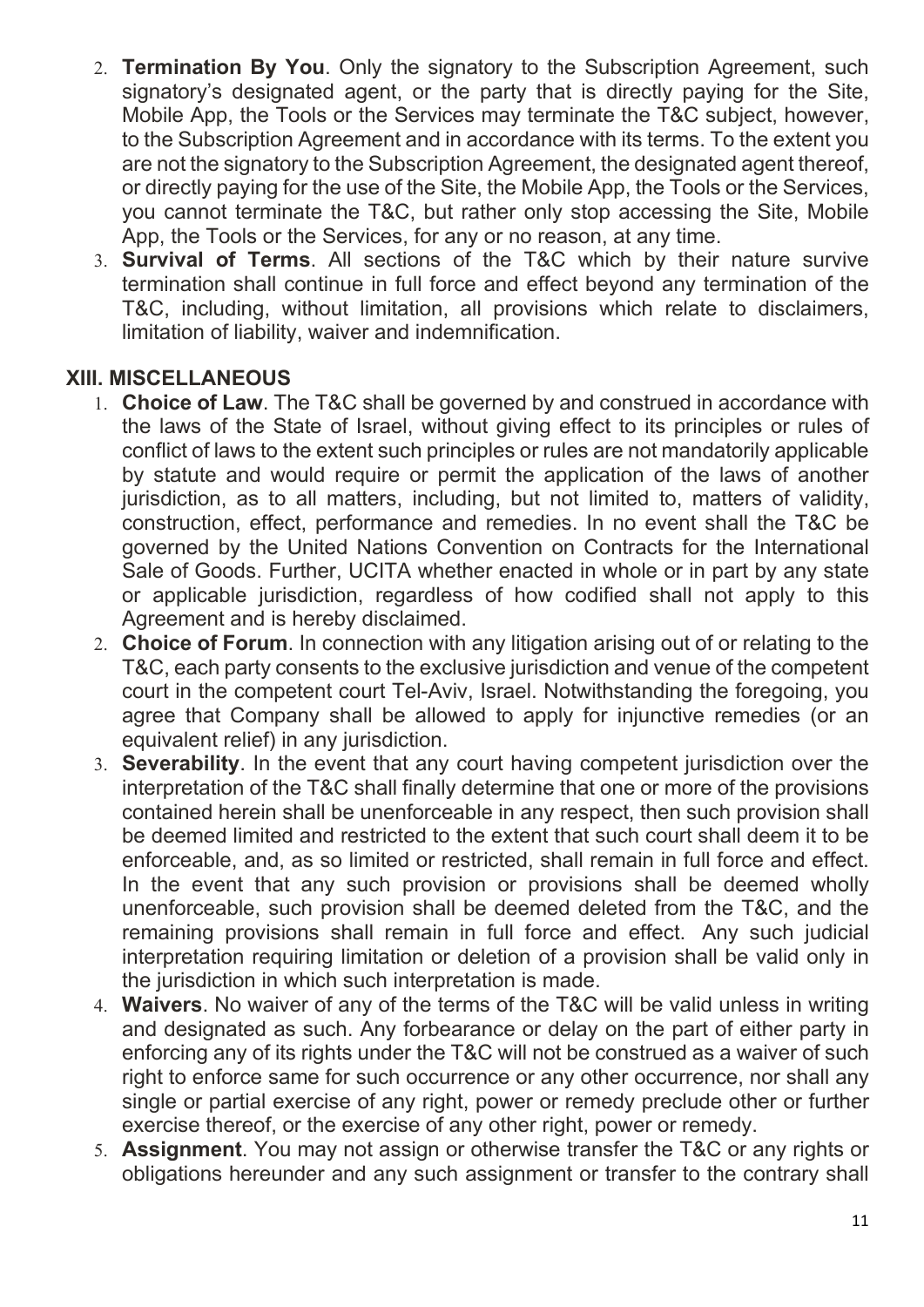2. **Termination By You**. Only the signatory to the Subscription Agreement, such signatory's designated agent, or the party that is directly paying for the Site, Mobile App, the Tools or the Services may terminate the T&C subject, however, to the Subscription Agreement and in accordance with its terms. To the extent you are not the signatory to the Subscription Agreement, the designated agent thereof, or directly paying for the use of the Site, the Mobile App, the Tools or the Services, you cannot terminate the T&C, but rather only stop accessing the Site, Mobile App, the Tools or the Services, for any or no reason, at any time.
3. **Survival of Terms**. All sections of the T&C which by their nature survive termination shall continue in full force and effect beyond any termination of the T&C, including, without limitation, all provisions which relate to disclaimers, limitation of liability, waiver and indemnification.

## XIII. MISCELLANEOUS

1. **Choice of Law**. The T&C shall be governed by and construed in accordance with the laws of the State of Israel, without giving effect to its principles or rules of conflict of laws to the extent such principles or rules are not mandatorily applicable by statute and would require or permit the application of the laws of another jurisdiction, as to all matters, including, but not limited to, matters of validity, construction, effect, performance and remedies. In no event shall the T&C be governed by the United Nations Convention on Contracts for the International Sale of Goods. Further, UCITA whether enacted in whole or in part by any state or applicable jurisdiction, regardless of how codified shall not apply to this Agreement and is hereby disclaimed.
2. **Choice of Forum**. In connection with any litigation arising out of or relating to the T&C, each party consents to the exclusive jurisdiction and venue of the competent court in the competent court Tel-Aviv, Israel. Notwithstanding the foregoing, you agree that Company shall be allowed to apply for injunctive remedies (or an equivalent relief) in any jurisdiction.
3. **Severability**. In the event that any court having competent jurisdiction over the interpretation of the T&C shall finally determine that one or more of the provisions contained herein shall be unenforceable in any respect, then such provision shall be deemed limited and restricted to the extent that such court shall deem it to be enforceable, and, as so limited or restricted, shall remain in full force and effect. In the event that any such provision or provisions shall be deemed wholly unenforceable, such provision shall be deemed deleted from the T&C, and the remaining provisions shall remain in full force and effect. Any such judicial interpretation requiring limitation or deletion of a provision shall be valid only in the jurisdiction in which such interpretation is made.
4. **Waivers**. No waiver of any of the terms of the T&C will be valid unless in writing and designated as such. Any forbearance or delay on the part of either party in enforcing any of its rights under the T&C will not be construed as a waiver of such right to enforce same for such occurrence or any other occurrence, nor shall any single or partial exercise of any right, power or remedy preclude other or further exercise thereof, or the exercise of any other right, power or remedy.
5. **Assignment**. You may not assign or otherwise transfer the T&C or any rights or obligations hereunder and any such assignment or transfer to the contrary shall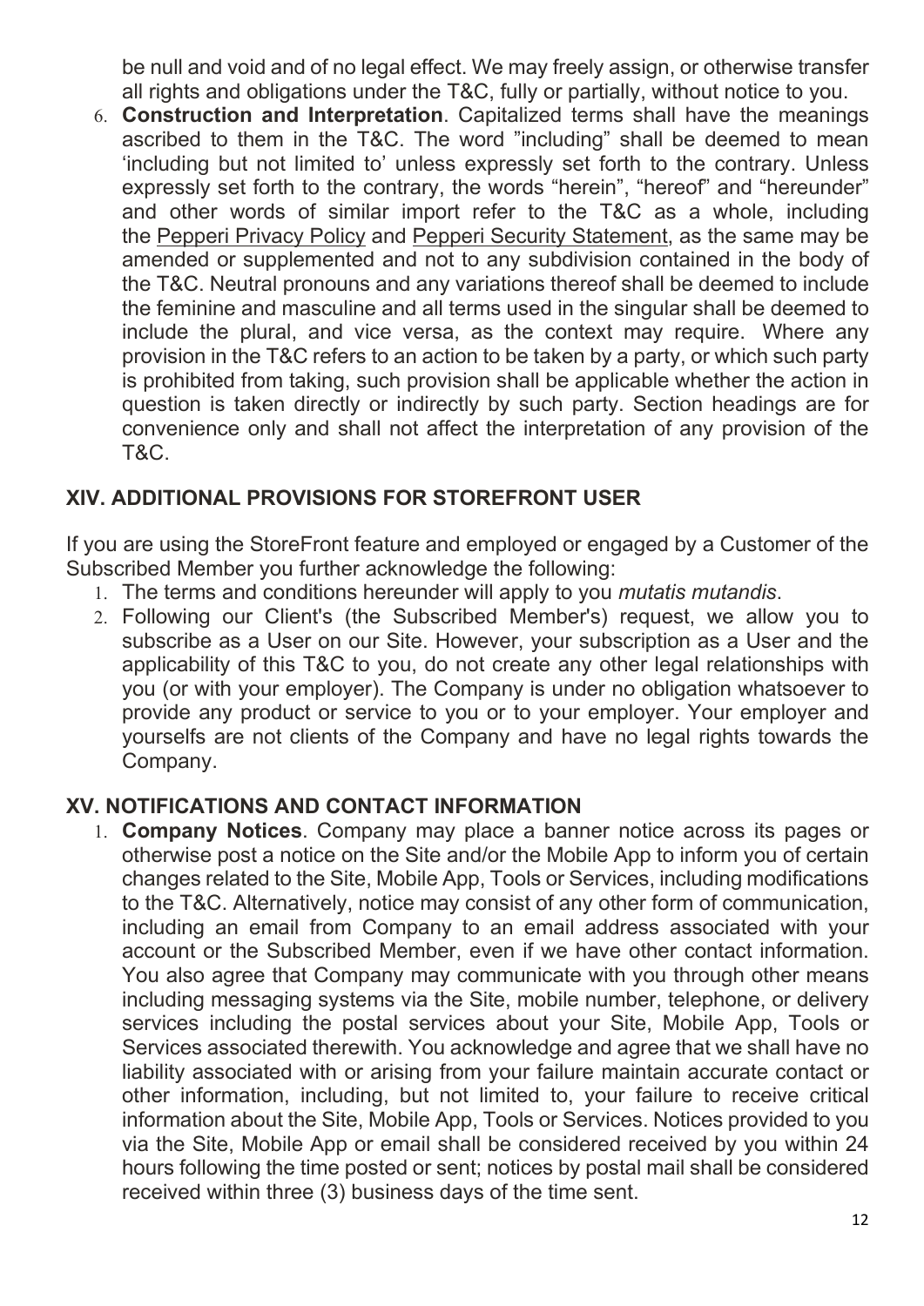be null and void and of no legal effect. We may freely assign, or otherwise transfer all rights and obligations under the T&C, fully or partially, without notice to you.

6. **Construction and Interpretation**. Capitalized terms shall have the meanings ascribed to them in the T&C. The word "including" shall be deemed to mean 'including but not limited to' unless expressly set forth to the contrary. Unless expressly set forth to the contrary, the words "herein", "hereof" and "hereunder" and other words of similar import refer to the T&C as a whole, including the Pepperi Privacy Policy and Pepperi Security Statement, as the same may be amended or supplemented and not to any subdivision contained in the body of the T&C. Neutral pronouns and any variations thereof shall be deemed to include the feminine and masculine and all terms used in the singular shall be deemed to include the plural, and vice versa, as the context may require. Where any provision in the T&C refers to an action to be taken by a party, or which such party is prohibited from taking, such provision shall be applicable whether the action in question is taken directly or indirectly by such party. Section headings are for convenience only and shall not affect the interpretation of any provision of the T&C.

## XIV. ADDITIONAL PROVISIONS FOR STOREFRONT USER

If you are using the StoreFront feature and employed or engaged by a Customer of the Subscribed Member you further acknowledge the following:

1. The terms and conditions hereunder will apply to you *mutatis mutandis*.
2. Following our Client's (the Subscribed Member's) request, we allow you to subscribe as a User on our Site. However, your subscription as a User and the applicability of this T&C to you, do not create any other legal relationships with you (or with your employer). The Company is under no obligation whatsoever to provide any product or service to you or to your employer. Your employer and yourselfs are not clients of the Company and have no legal rights towards the Company.

## XV. NOTIFICATIONS AND CONTACT INFORMATION

1. **Company Notices**. Company may place a banner notice across its pages or otherwise post a notice on the Site and/or the Mobile App to inform you of certain changes related to the Site, Mobile App, Tools or Services, including modifications to the T&C. Alternatively, notice may consist of any other form of communication, including an email from Company to an email address associated with your account or the Subscribed Member, even if we have other contact information. You also agree that Company may communicate with you through other means including messaging systems via the Site, mobile number, telephone, or delivery services including the postal services about your Site, Mobile App, Tools or Services associated therewith. You acknowledge and agree that we shall have no liability associated with or arising from your failure maintain accurate contact or other information, including, but not limited to, your failure to receive critical information about the Site, Mobile App, Tools or Services. Notices provided to you via the Site, Mobile App or email shall be considered received by you within 24 hours following the time posted or sent; notices by postal mail shall be considered received within three (3) business days of the time sent.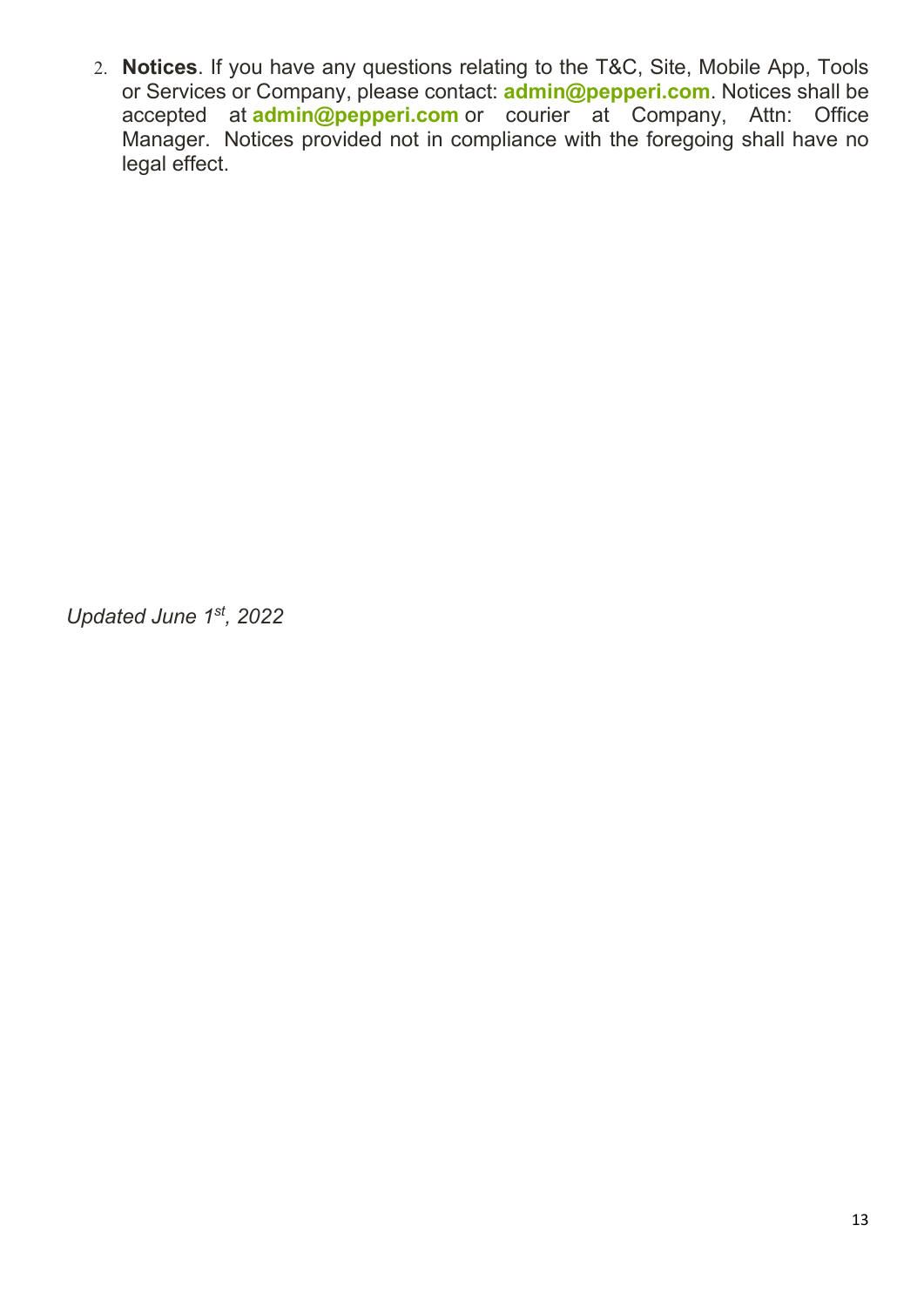2. **Notices**. If you have any questions relating to the T&C, Site, Mobile App, Tools or Services or Company, please contact: **admin@pepperi.com**. Notices shall be accepted at **admin@pepperi.com** or courier at Company, Attn: Office Manager. Notices provided not in compliance with the foregoing shall have no legal effect.

*Updated June 1st, 2022*